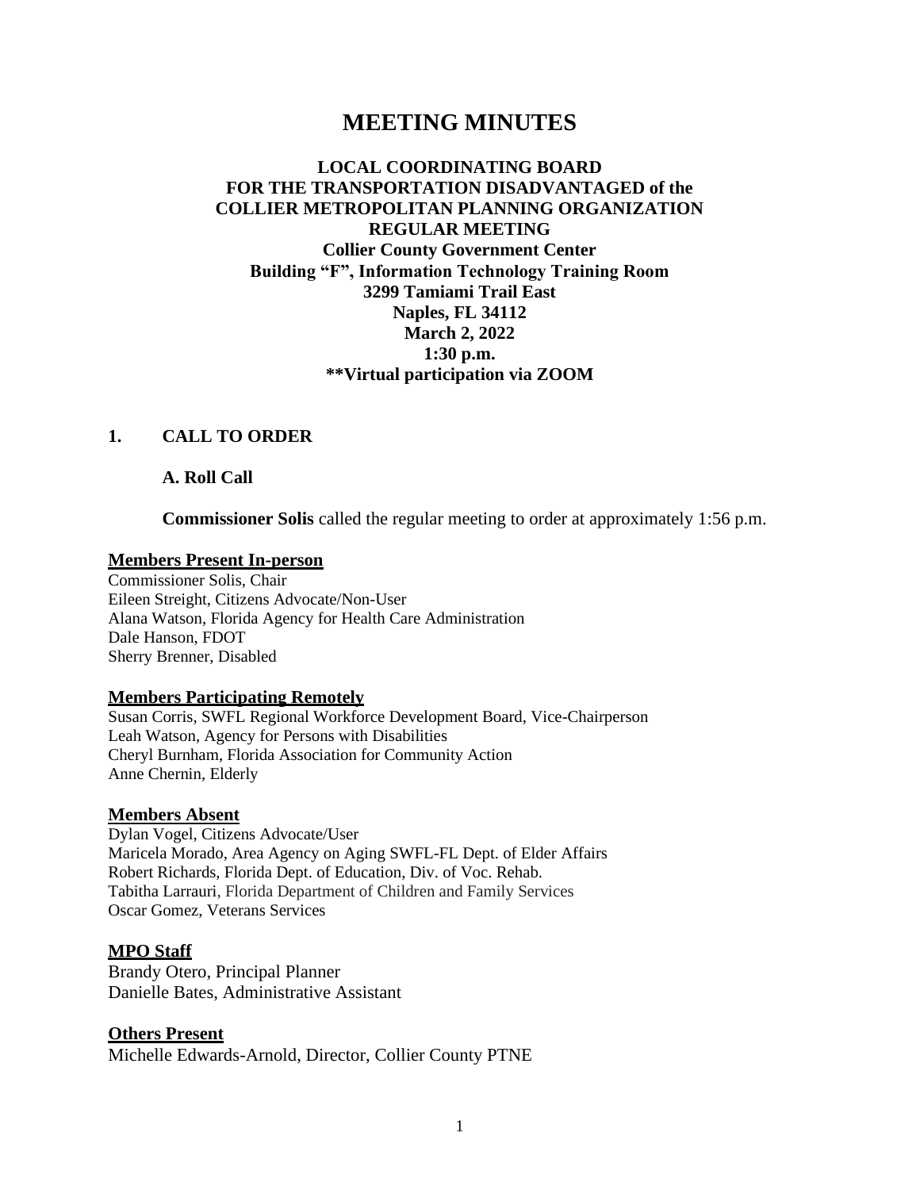# MEETING MINUTES

**LOCAL COORDINATING BOARD**
**FOR THE TRANSPORTATION DISADVANTAGED of the**
**COLLIER METROPOLITAN PLANNING ORGANIZATION**
**REGULAR MEETING**
**Collier County Government Center**
**Building "F", Information Technology Training Room**
**3299 Tamiami Trail East**
**Naples, FL 34112**
**March 2, 2022**
**1:30 p.m.**
**\*\*Virtual participation via ZOOM**

## 1. CALL TO ORDER

### A. Roll Call

**Commissioner Solis** called the regular meeting to order at approximately 1:56 p.m.

**Members Present In-person**

Commissioner Solis, Chair
Eileen Streight, Citizens Advocate/Non-User
Alana Watson, Florida Agency for Health Care Administration
Dale Hanson, FDOT
Sherry Brenner, Disabled

**Members Participating Remotely**

Susan Corris, SWFL Regional Workforce Development Board, Vice-Chairperson
Leah Watson, Agency for Persons with Disabilities
Cheryl Burnham, Florida Association for Community Action
Anne Chernin, Elderly

**Members Absent**

Dylan Vogel, Citizens Advocate/User
Maricela Morado, Area Agency on Aging SWFL-FL Dept. of Elder Affairs
Robert Richards, Florida Dept. of Education, Div. of Voc. Rehab.
Tabitha Larrauri, Florida Department of Children and Family Services
Oscar Gomez, Veterans Services

**MPO Staff**

Brandy Otero, Principal Planner
Danielle Bates, Administrative Assistant

**Others Present**

Michelle Edwards-Arnold, Director, Collier County PTNE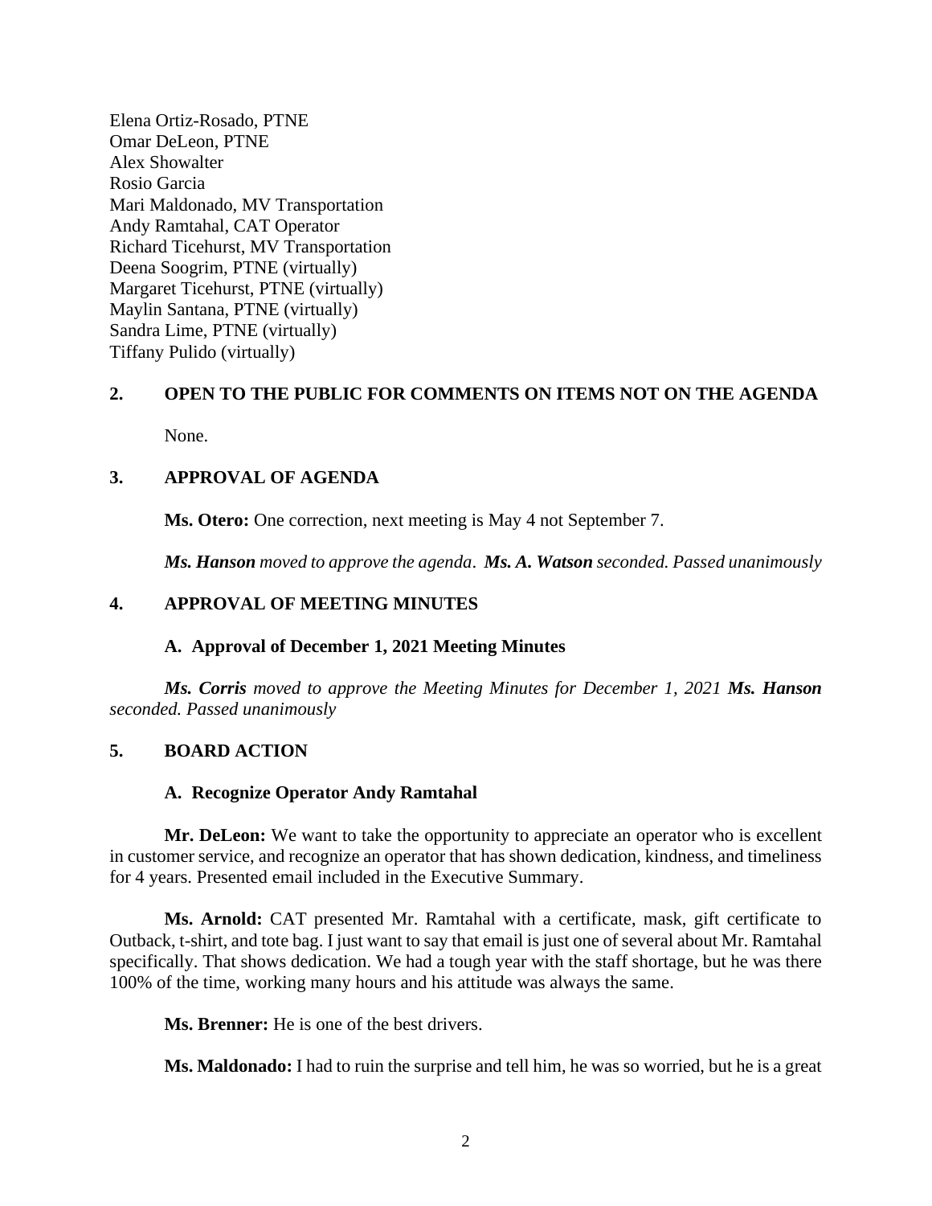Elena Ortiz-Rosado, PTNE
Omar DeLeon, PTNE
Alex Showalter
Rosio Garcia
Mari Maldonado, MV Transportation
Andy Ramtahal, CAT Operator
Richard Ticehurst, MV Transportation
Deena Soogrim, PTNE (virtually)
Margaret Ticehurst, PTNE (virtually)
Maylin Santana, PTNE (virtually)
Sandra Lime, PTNE (virtually)
Tiffany Pulido (virtually)

## 2. OPEN TO THE PUBLIC FOR COMMENTS ON ITEMS NOT ON THE AGENDA

None.

## 3. APPROVAL OF AGENDA

**Ms. Otero:** One correction, next meeting is May 4 not September 7.

***Ms. Hanson*** *moved to approve the agenda.* ***Ms. A. Watson*** *seconded. Passed unanimously*

## 4. APPROVAL OF MEETING MINUTES

### A. Approval of December 1, 2021 Meeting Minutes

***Ms. Corris*** *moved to approve the Meeting Minutes for December 1, 2021* ***Ms. Hanson*** *seconded. Passed unanimously*

## 5. BOARD ACTION

### A. Recognize Operator Andy Ramtahal

**Mr. DeLeon:** We want to take the opportunity to appreciate an operator who is excellent in customer service, and recognize an operator that has shown dedication, kindness, and timeliness for 4 years. Presented email included in the Executive Summary.

**Ms. Arnold:** CAT presented Mr. Ramtahal with a certificate, mask, gift certificate to Outback, t-shirt, and tote bag. I just want to say that email is just one of several about Mr. Ramtahal specifically. That shows dedication. We had a tough year with the staff shortage, but he was there 100% of the time, working many hours and his attitude was always the same.

**Ms. Brenner:** He is one of the best drivers.

**Ms. Maldonado:** I had to ruin the surprise and tell him, he was so worried, but he is a great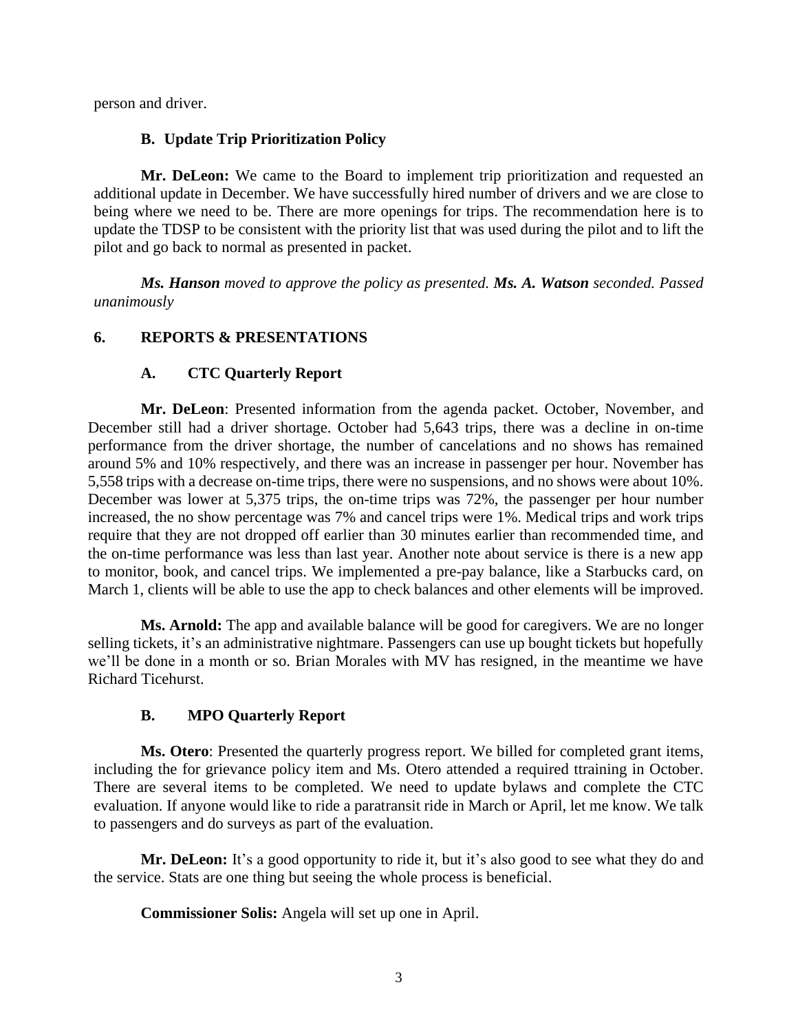person and driver.

### B. Update Trip Prioritization Policy

**Mr. DeLeon:** We came to the Board to implement trip prioritization and requested an additional update in December. We have successfully hired number of drivers and we are close to being where we need to be. There are more openings for trips. The recommendation here is to update the TDSP to be consistent with the priority list that was used during the pilot and to lift the pilot and go back to normal as presented in packet.

*__Ms. Hanson__ moved to approve the policy as presented. __Ms. A. Watson__ seconded. Passed unanimously*

## 6. REPORTS & PRESENTATIONS

### A. CTC Quarterly Report

**Mr. DeLeon**: Presented information from the agenda packet. October, November, and December still had a driver shortage. October had 5,643 trips, there was a decline in on-time performance from the driver shortage, the number of cancelations and no shows has remained around 5% and 10% respectively, and there was an increase in passenger per hour. November has 5,558 trips with a decrease on-time trips, there were no suspensions, and no shows were about 10%. December was lower at 5,375 trips, the on-time trips was 72%, the passenger per hour number increased, the no show percentage was 7% and cancel trips were 1%. Medical trips and work trips require that they are not dropped off earlier than 30 minutes earlier than recommended time, and the on-time performance was less than last year. Another note about service is there is a new app to monitor, book, and cancel trips. We implemented a pre-pay balance, like a Starbucks card, on March 1, clients will be able to use the app to check balances and other elements will be improved.

**Ms. Arnold:** The app and available balance will be good for caregivers. We are no longer selling tickets, it's an administrative nightmare. Passengers can use up bought tickets but hopefully we'll be done in a month or so. Brian Morales with MV has resigned, in the meantime we have Richard Ticehurst.

### B. MPO Quarterly Report

**Ms. Otero**: Presented the quarterly progress report. We billed for completed grant items, including the for grievance policy item and Ms. Otero attended a required ttraining in October. There are several items to be completed. We need to update bylaws and complete the CTC evaluation. If anyone would like to ride a paratransit ride in March or April, let me know. We talk to passengers and do surveys as part of the evaluation.

**Mr. DeLeon:** It's a good opportunity to ride it, but it's also good to see what they do and the service. Stats are one thing but seeing the whole process is beneficial.

**Commissioner Solis:** Angela will set up one in April.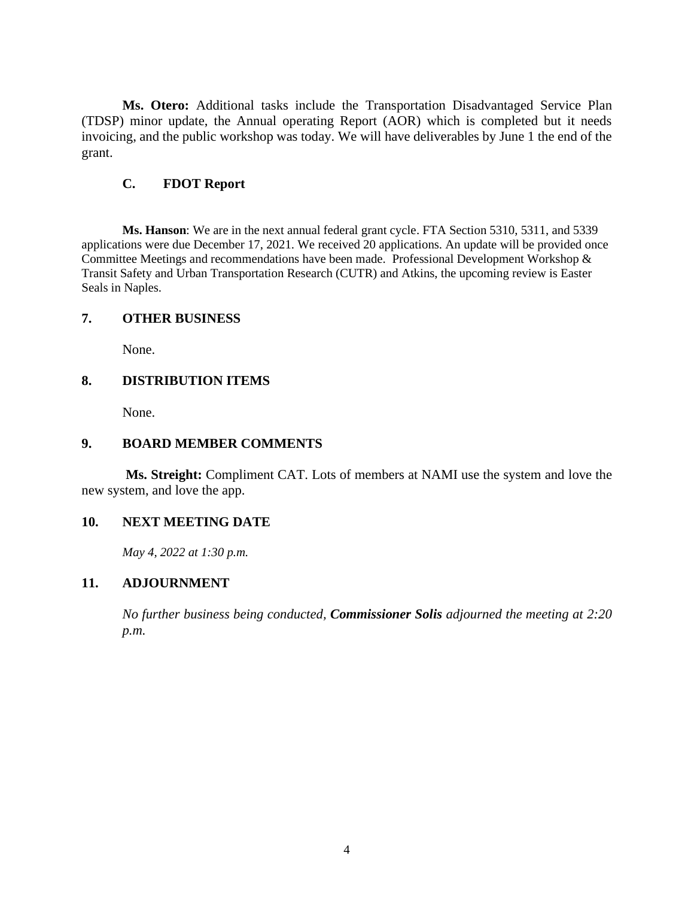**Ms. Otero:** Additional tasks include the Transportation Disadvantaged Service Plan (TDSP) minor update, the Annual operating Report (AOR) which is completed but it needs invoicing, and the public workshop was today. We will have deliverables by June 1 the end of the grant.

## C. FDOT Report

**Ms. Hanson**: We are in the next annual federal grant cycle. FTA Section 5310, 5311, and 5339 applications were due December 17, 2021. We received 20 applications. An update will be provided once Committee Meetings and recommendations have been made. Professional Development Workshop & Transit Safety and Urban Transportation Research (CUTR) and Atkins, the upcoming review is Easter Seals in Naples.

## 7. OTHER BUSINESS

None.

## 8. DISTRIBUTION ITEMS

None.

## 9. BOARD MEMBER COMMENTS

**Ms. Streight:** Compliment CAT. Lots of members at NAMI use the system and love the new system, and love the app.

## 10. NEXT MEETING DATE

*May 4, 2022 at 1:30 p.m.*

## 11. ADJOURNMENT

*No further business being conducted, **Commissioner Solis** adjourned the meeting at 2:20 p.m.*